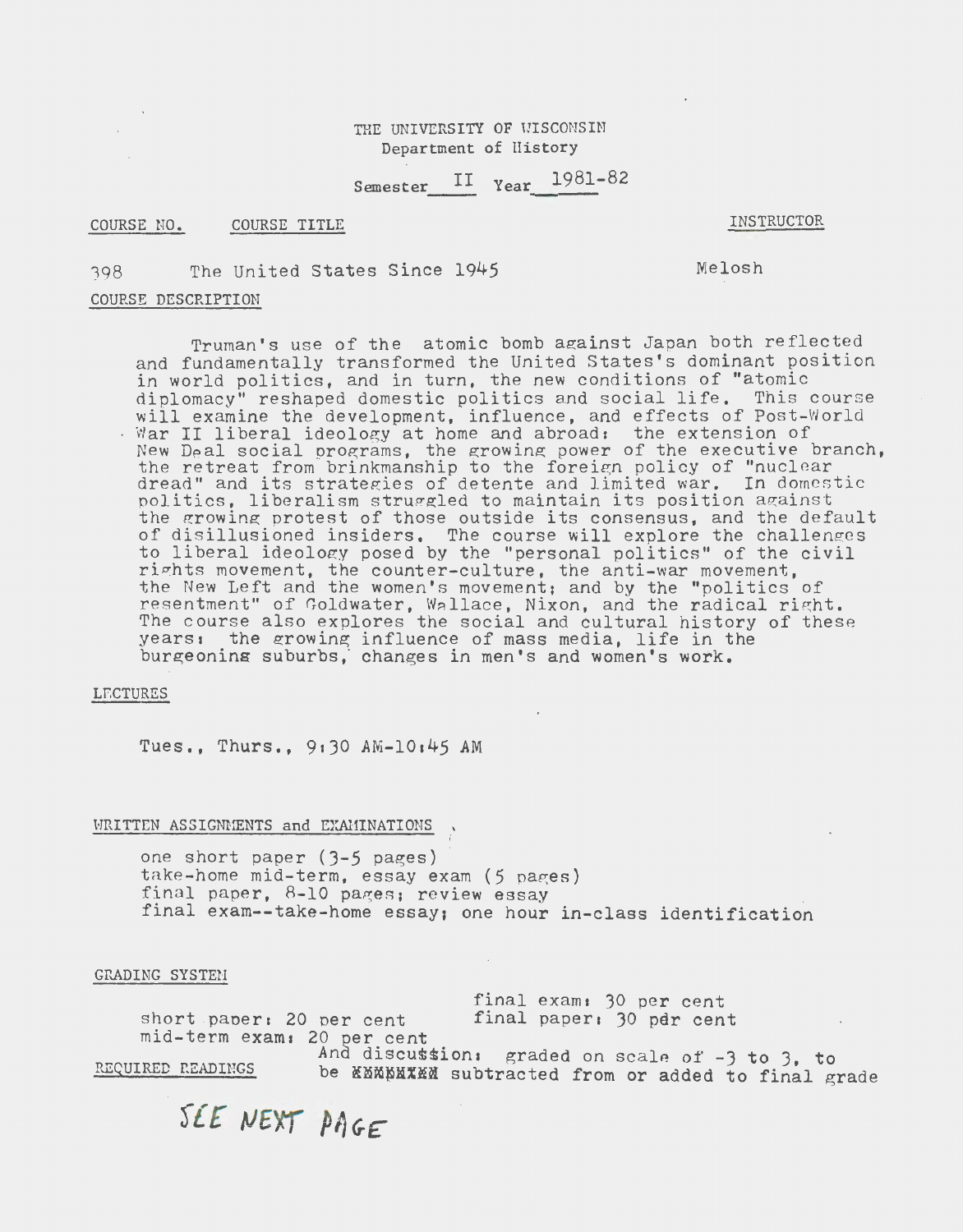THE UNIVERSITY OF WISCONSIN
Department of History

Semester II Year 1981-82

| COURSE NO. | COURSE TITLE | INSTRUCTOR |
| --- | --- | --- |
| 398 | The United States Since 1945 | Melosh |

## COURSE DESCRIPTION

Truman's use of the atomic bomb against Japan both reflected and fundamentally transformed the United States's dominant position in world politics, and in turn, the new conditions of "atomic diplomacy" reshaped domestic politics and social life. This course will examine the development, influence, and effects of Post-World War II liberal ideology at home and abroad: the extension of New Deal social programs, the growing power of the executive branch, the retreat from brinkmanship to the foreign policy of "nuclear dread" and its strategies of detente and limited war. In domestic politics, liberalism struggled to maintain its position against the growing protest of those outside its consensus, and the default of disillusioned insiders. The course will explore the challenges to liberal ideology posed by the "personal politics" of the civil rights movement, the counter-culture, the anti-war movement, the New Left and the women's movement; and by the "politics of resentment" of Goldwater, Wallace, Nixon, and the radical right. The course also explores the social and cultural history of these years: the growing influence of mass media, life in the burgeoning suburbs, changes in men's and women's work.

## LECTURES

Tues., Thurs., 9:30 AM-10:45 AM

## WRITTEN ASSIGNMENTS and EXAMINATIONS

one short paper (3-5 pages)
take-home mid-term, essay exam (5 pages)
final paper, 8-10 pages; review essay
final exam--take-home essay; one hour in-class identification

## GRADING SYSTEM

short paper: 20 per cent
mid-term exam: 20 per cent
final exam: 30 per cent
final paper: 30 pdr cent
And discussion: graded on scale of -3 to 3, to be ~~XXXXXXX~~ subtracted from or added to final grade

## REQUIRED READINGS

SEE NEXT PAGE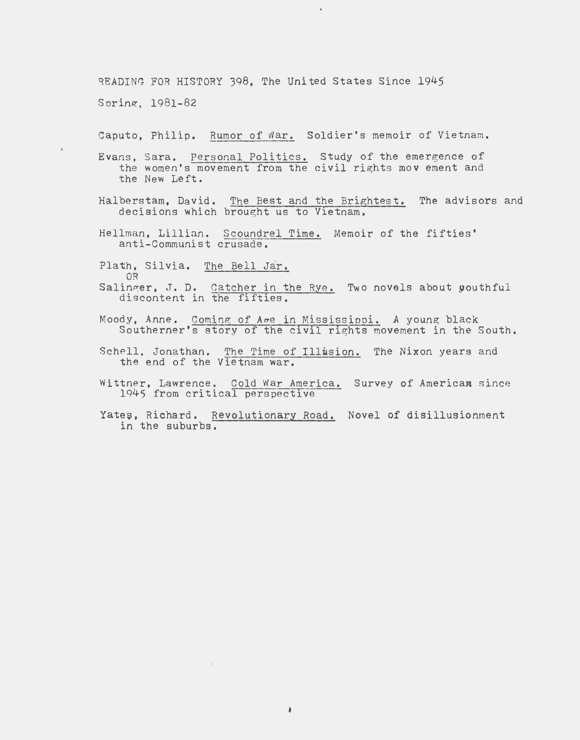READING FOR HISTORY 398, The United States Since 1945

Spring, 1981-82

Caputo, Philip. Rumor of War. Soldier's memoir of Vietnam.

Evans, Sara. Personal Politics. Study of the emergence of the women's movement from the civil rights mov ement and the New Left.

Halberstam, David. The Best and the Brightest. The advisors and decisions which brought us to Vietnam.

Hellman, Lillian. Scoundrel Time. Memoir of the fifties' anti-Communist crusade.

Plath, Silvia. The Bell Jar.
OR
Salinger, J. D. Catcher in the Rye. Two novels about youthful discontent in the fifties.

Moody, Anne. Coming of Age in Mississippi. A young black Southerner's story of the civil rights movement in the South.

Schell, Jonathan. The Time of Illusion. The Nixon years and the end of the Vietnam war.

Wittner, Lawrence. Cold War America. Survey of American since 1945 from critical perspective

Yates, Richard. Revolutionary Road. Novel of disillusionment in the suburbs.